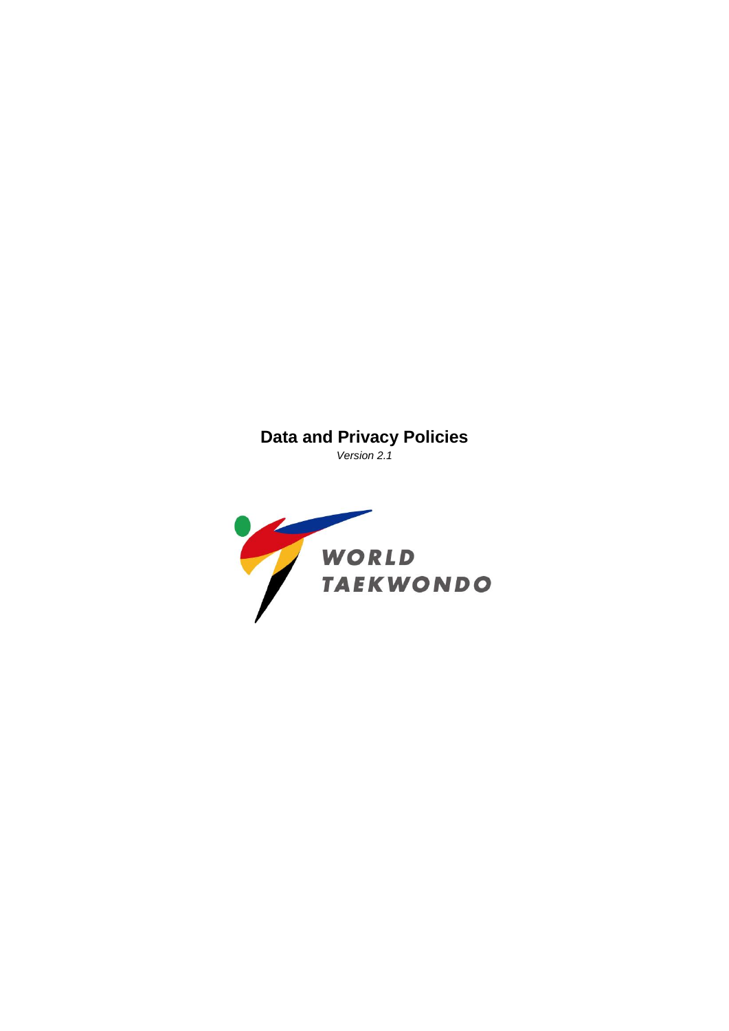# Data and Privacy Policies

*Version 2.1*

WORLD TAEKWONDO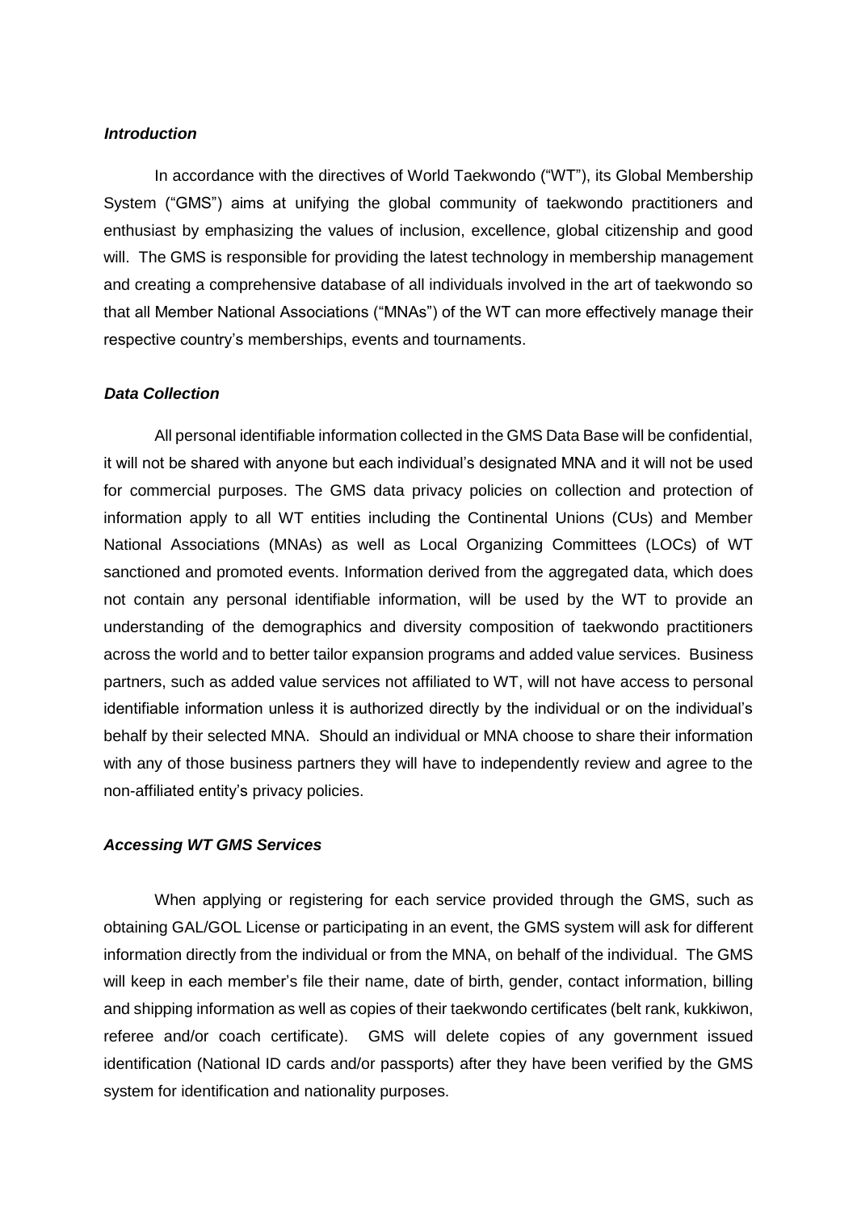### *Introduction*

In accordance with the directives of World Taekwondo ("WT"), its Global Membership System ("GMS") aims at unifying the global community of taekwondo practitioners and enthusiast by emphasizing the values of inclusion, excellence, global citizenship and good will. The GMS is responsible for providing the latest technology in membership management and creating a comprehensive database of all individuals involved in the art of taekwondo so that all Member National Associations ("MNAs") of the WT can more effectively manage their respective country's memberships, events and tournaments.

### *Data Collection*

All personal identifiable information collected in the GMS Data Base will be confidential, it will not be shared with anyone but each individual's designated MNA and it will not be used for commercial purposes. The GMS data privacy policies on collection and protection of information apply to all WT entities including the Continental Unions (CUs) and Member National Associations (MNAs) as well as Local Organizing Committees (LOCs) of WT sanctioned and promoted events. Information derived from the aggregated data, which does not contain any personal identifiable information, will be used by the WT to provide an understanding of the demographics and diversity composition of taekwondo practitioners across the world and to better tailor expansion programs and added value services. Business partners, such as added value services not affiliated to WT, will not have access to personal identifiable information unless it is authorized directly by the individual or on the individual's behalf by their selected MNA. Should an individual or MNA choose to share their information with any of those business partners they will have to independently review and agree to the non-affiliated entity's privacy policies.

### *Accessing WT GMS Services*

When applying or registering for each service provided through the GMS, such as obtaining GAL/GOL License or participating in an event, the GMS system will ask for different information directly from the individual or from the MNA, on behalf of the individual. The GMS will keep in each member's file their name, date of birth, gender, contact information, billing and shipping information as well as copies of their taekwondo certificates (belt rank, kukkiwon, referee and/or coach certificate). GMS will delete copies of any government issued identification (National ID cards and/or passports) after they have been verified by the GMS system for identification and nationality purposes.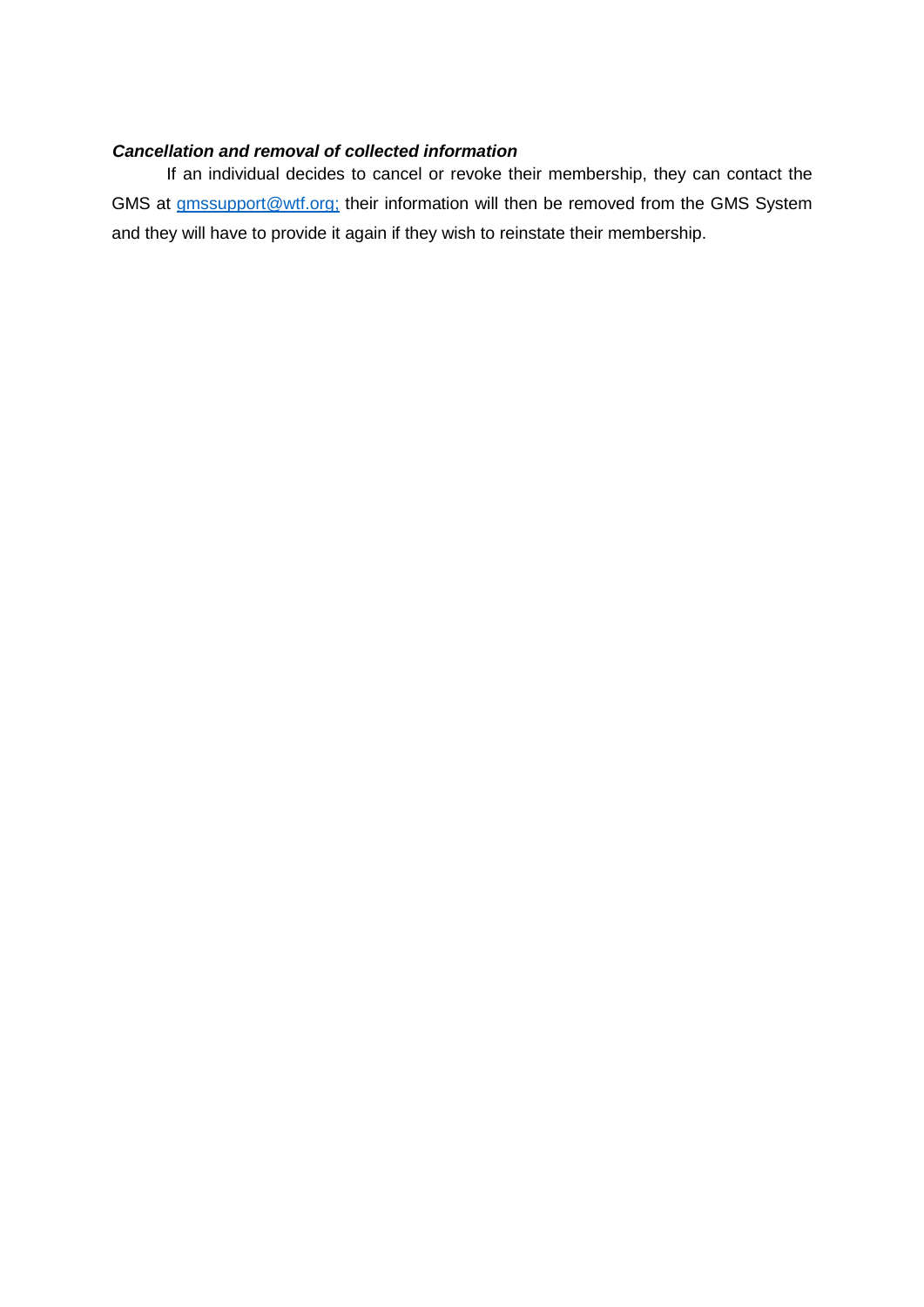***Cancellation and removal of collected information***

If an individual decides to cancel or revoke their membership, they can contact the GMS at gmssupport@wtf.org; their information will then be removed from the GMS System and they will have to provide it again if they wish to reinstate their membership.